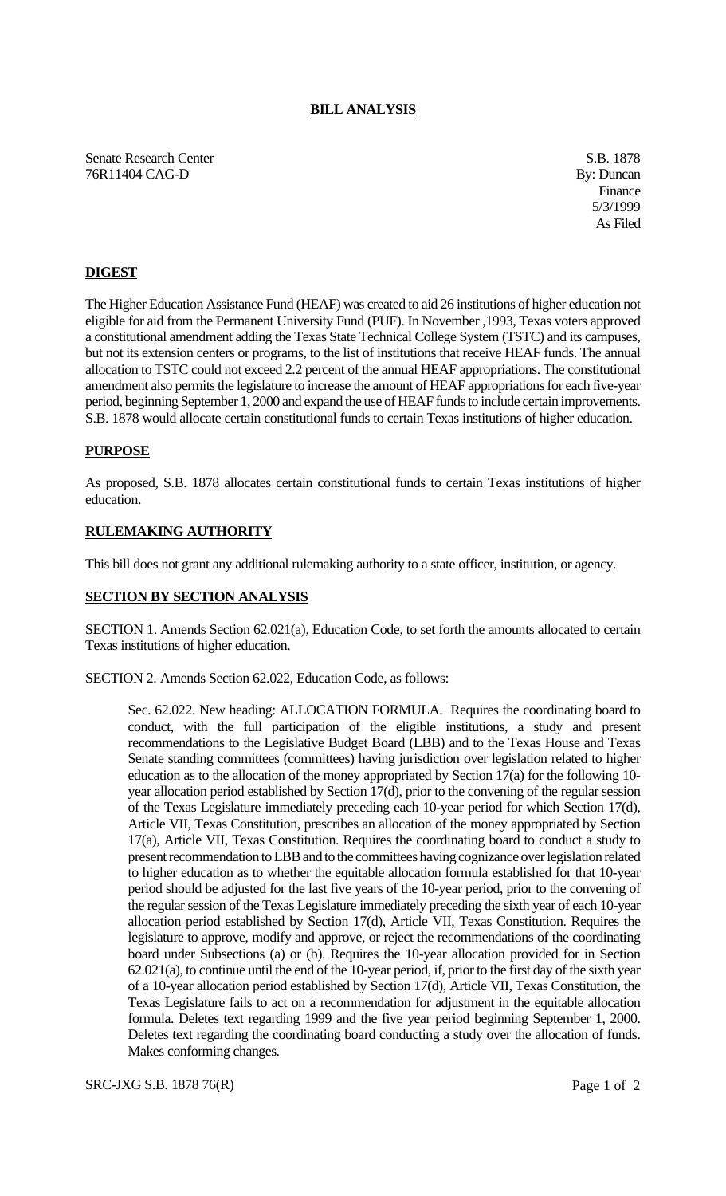**BILL ANALYSIS**

Senate Research Center
76R11404 CAG-D

S.B. 1878
By: Duncan
Finance
5/3/1999
As Filed

## DIGEST

The Higher Education Assistance Fund (HEAF) was created to aid 26 institutions of higher education not eligible for aid from the Permanent University Fund (PUF). In November ,1993, Texas voters approved a constitutional amendment adding the Texas State Technical College System (TSTC) and its campuses, but not its extension centers or programs, to the list of institutions that receive HEAF funds. The annual allocation to TSTC could not exceed 2.2 percent of the annual HEAF appropriations. The constitutional amendment also permits the legislature to increase the amount of HEAF appropriations for each five-year period, beginning September 1, 2000 and expand the use of HEAF funds to include certain improvements. S.B. 1878 would allocate certain constitutional funds to certain Texas institutions of higher education.

## PURPOSE

As proposed, S.B. 1878 allocates certain constitutional funds to certain Texas institutions of higher education.

## RULEMAKING AUTHORITY

This bill does not grant any additional rulemaking authority to a state officer, institution, or agency.

## SECTION BY SECTION ANALYSIS

SECTION 1. Amends Section 62.021(a), Education Code, to set forth the amounts allocated to certain Texas institutions of higher education.

SECTION 2. Amends Section 62.022, Education Code, as follows:

> Sec. 62.022. New heading: ALLOCATION FORMULA. Requires the coordinating board to conduct, with the full participation of the eligible institutions, a study and present recommendations to the Legislative Budget Board (LBB) and to the Texas House and Texas Senate standing committees (committees) having jurisdiction over legislation related to higher education as to the allocation of the money appropriated by Section 17(a) for the following 10-year allocation period established by Section 17(d), prior to the convening of the regular session of the Texas Legislature immediately preceding each 10-year period for which Section 17(d), Article VII, Texas Constitution, prescribes an allocation of the money appropriated by Section 17(a), Article VII, Texas Constitution. Requires the coordinating board to conduct a study to present recommendation to LBB and to the committees having cognizance over legislation related to higher education as to whether the equitable allocation formula established for that 10-year period should be adjusted for the last five years of the 10-year period, prior to the convening of the regular session of the Texas Legislature immediately preceding the sixth year of each 10-year allocation period established by Section 17(d), Article VII, Texas Constitution. Requires the legislature to approve, modify and approve, or reject the recommendations of the coordinating board under Subsections (a) or (b). Requires the 10-year allocation provided for in Section 62.021(a), to continue until the end of the 10-year period, if, prior to the first day of the sixth year of a 10-year allocation period established by Section 17(d), Article VII, Texas Constitution, the Texas Legislature fails to act on a recommendation for adjustment in the equitable allocation formula. Deletes text regarding 1999 and the five year period beginning September 1, 2000. Deletes text regarding the coordinating board conducting a study over the allocation of funds. Makes conforming changes.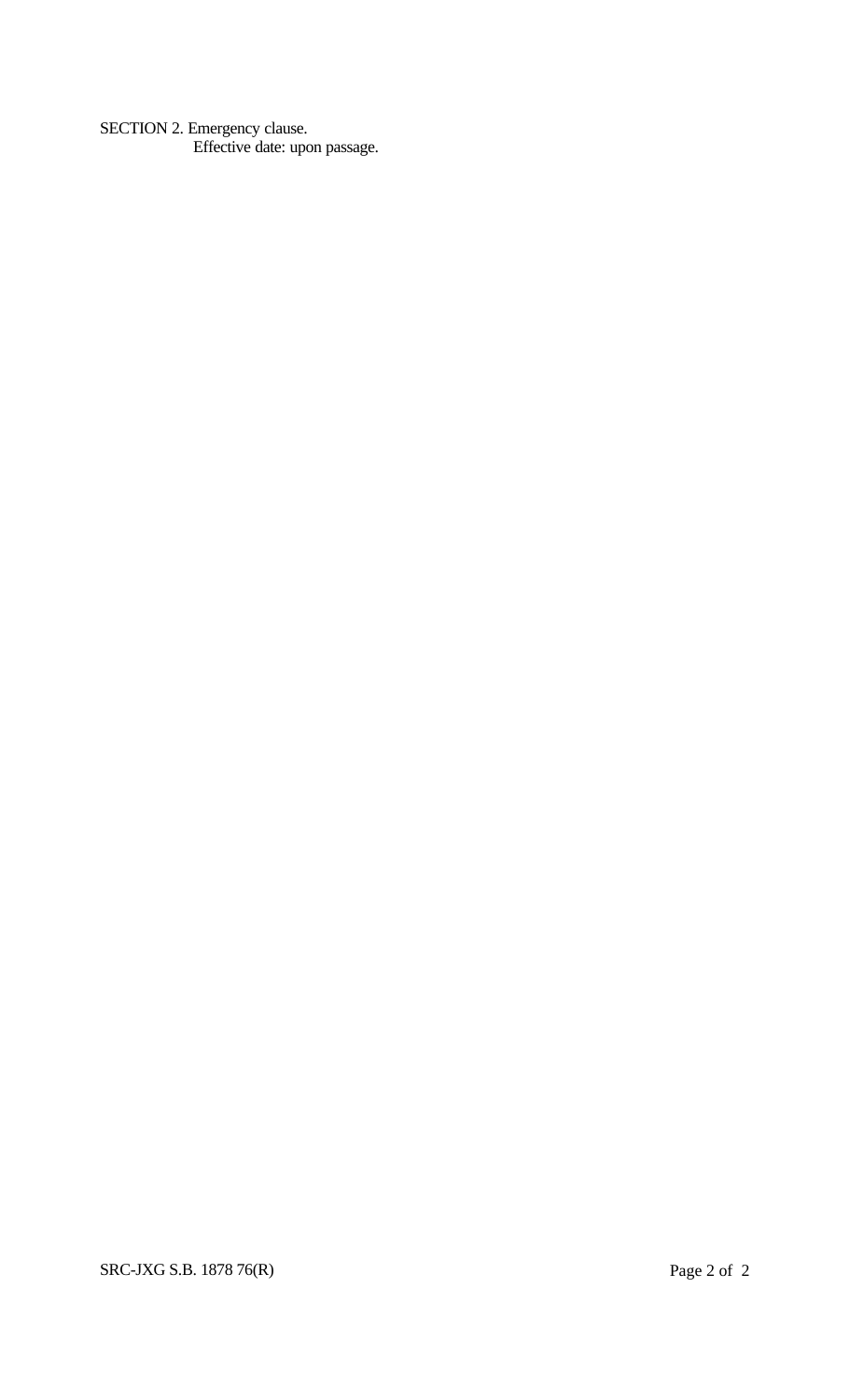SECTION 2. Emergency clause.

Effective date: upon passage.